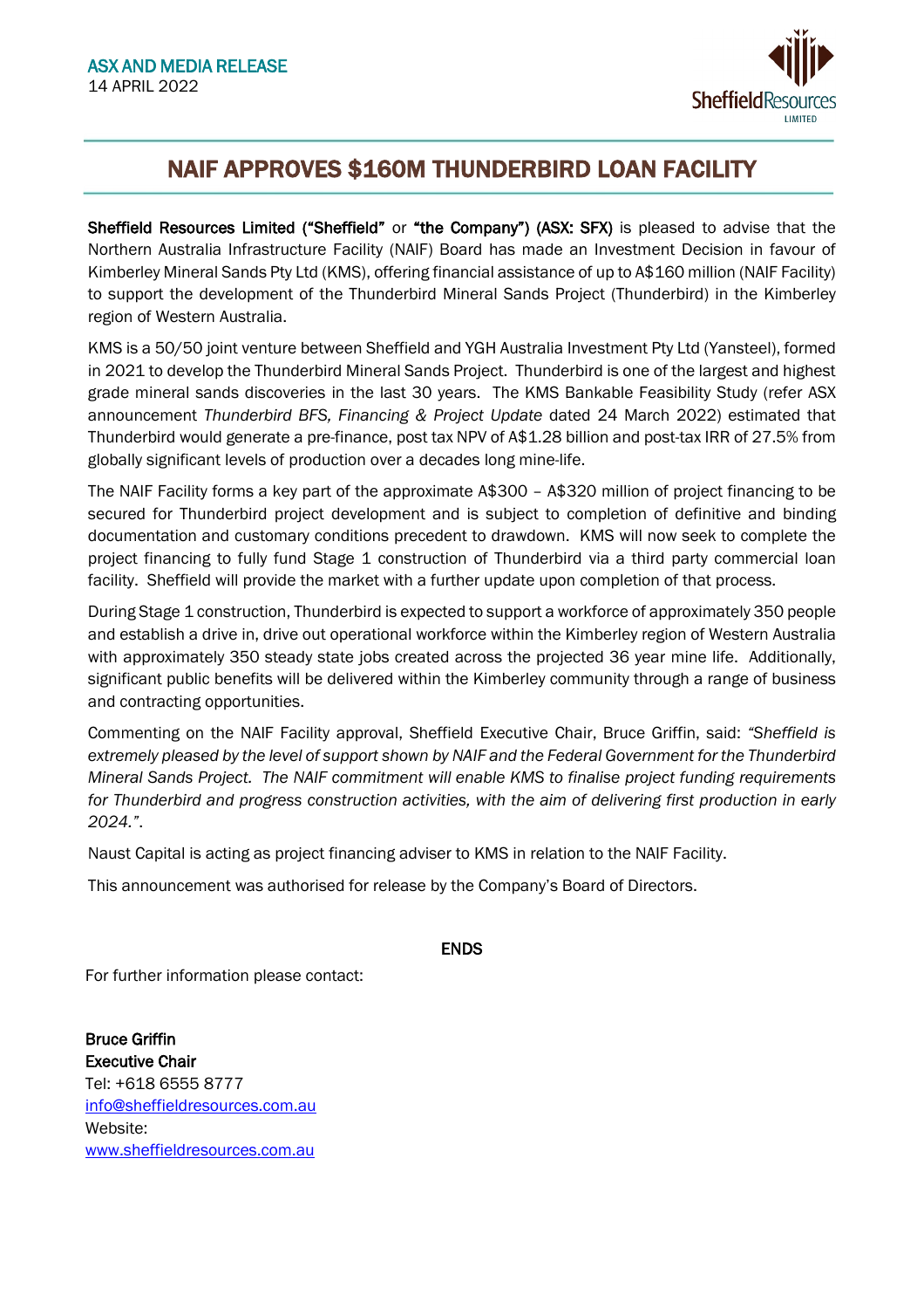ASX AND MEDIA RELEASE
14 APRIL 2022

# NAIF APPROVES $160M THUNDERBIRD LOAN FACILITY

**Sheffield Resources Limited ("Sheffield" or "the Company") (ASX: SFX)** is pleased to advise that the Northern Australia Infrastructure Facility (NAIF) Board has made an Investment Decision in favour of Kimberley Mineral Sands Pty Ltd (KMS), offering financial assistance of up to A$160 million (NAIF Facility) to support the development of the Thunderbird Mineral Sands Project (Thunderbird) in the Kimberley region of Western Australia.

KMS is a 50/50 joint venture between Sheffield and YGH Australia Investment Pty Ltd (Yansteel), formed in 2021 to develop the Thunderbird Mineral Sands Project. Thunderbird is one of the largest and highest grade mineral sands discoveries in the last 30 years. The KMS Bankable Feasibility Study (refer ASX announcement *Thunderbird BFS, Financing & Project Update* dated 24 March 2022) estimated that Thunderbird would generate a pre-finance, post tax NPV of A$1.28 billion and post-tax IRR of 27.5% from globally significant levels of production over a decades long mine-life.

The NAIF Facility forms a key part of the approximate A$300 – A$320 million of project financing to be secured for Thunderbird project development and is subject to completion of definitive and binding documentation and customary conditions precedent to drawdown. KMS will now seek to complete the project financing to fully fund Stage 1 construction of Thunderbird via a third party commercial loan facility. Sheffield will provide the market with a further update upon completion of that process.

During Stage 1 construction, Thunderbird is expected to support a workforce of approximately 350 people and establish a drive in, drive out operational workforce within the Kimberley region of Western Australia with approximately 350 steady state jobs created across the projected 36 year mine life. Additionally, significant public benefits will be delivered within the Kimberley community through a range of business and contracting opportunities.

Commenting on the NAIF Facility approval, Sheffield Executive Chair, Bruce Griffin, said: *"Sheffield is extremely pleased by the level of support shown by NAIF and the Federal Government for the Thunderbird Mineral Sands Project. The NAIF commitment will enable KMS to finalise project funding requirements for Thunderbird and progress construction activities, with the aim of delivering first production in early 2024."*.

Naust Capital is acting as project financing adviser to KMS in relation to the NAIF Facility.

This announcement was authorised for release by the Company's Board of Directors.

**ENDS**

For further information please contact:

**Bruce Griffin**
**Executive Chair**
Tel: +618 6555 8777
info@sheffieldresources.com.au
Website:
www.sheffieldresources.com.au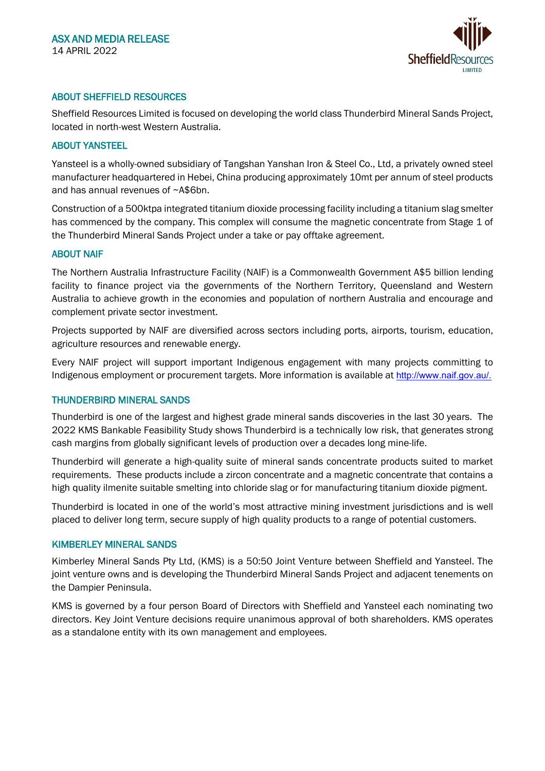ASX AND MEDIA RELEASE
14 APRIL 2022

## ABOUT SHEFFIELD RESOURCES

Sheffield Resources Limited is focused on developing the world class Thunderbird Mineral Sands Project, located in north-west Western Australia.

## ABOUT YANSTEEL

Yansteel is a wholly-owned subsidiary of Tangshan Yanshan Iron & Steel Co., Ltd, a privately owned steel manufacturer headquartered in Hebei, China producing approximately 10mt per annum of steel products and has annual revenues of ~A$6bn.

Construction of a 500ktpa integrated titanium dioxide processing facility including a titanium slag smelter has commenced by the company. This complex will consume the magnetic concentrate from Stage 1 of the Thunderbird Mineral Sands Project under a take or pay offtake agreement.

## ABOUT NAIF

The Northern Australia Infrastructure Facility (NAIF) is a Commonwealth Government A$5 billion lending facility to finance project via the governments of the Northern Territory, Queensland and Western Australia to achieve growth in the economies and population of northern Australia and encourage and complement private sector investment.

Projects supported by NAIF are diversified across sectors including ports, airports, tourism, education, agriculture resources and renewable energy.

Every NAIF project will support important Indigenous engagement with many projects committing to Indigenous employment or procurement targets. More information is available at http://www.naif.gov.au/.

## THUNDERBIRD MINERAL SANDS

Thunderbird is one of the largest and highest grade mineral sands discoveries in the last 30 years. The 2022 KMS Bankable Feasibility Study shows Thunderbird is a technically low risk, that generates strong cash margins from globally significant levels of production over a decades long mine-life.

Thunderbird will generate a high-quality suite of mineral sands concentrate products suited to market requirements. These products include a zircon concentrate and a magnetic concentrate that contains a high quality ilmenite suitable smelting into chloride slag or for manufacturing titanium dioxide pigment.

Thunderbird is located in one of the world's most attractive mining investment jurisdictions and is well placed to deliver long term, secure supply of high quality products to a range of potential customers.

## KIMBERLEY MINERAL SANDS

Kimberley Mineral Sands Pty Ltd, (KMS) is a 50:50 Joint Venture between Sheffield and Yansteel. The joint venture owns and is developing the Thunderbird Mineral Sands Project and adjacent tenements on the Dampier Peninsula.

KMS is governed by a four person Board of Directors with Sheffield and Yansteel each nominating two directors. Key Joint Venture decisions require unanimous approval of both shareholders. KMS operates as a standalone entity with its own management and employees.